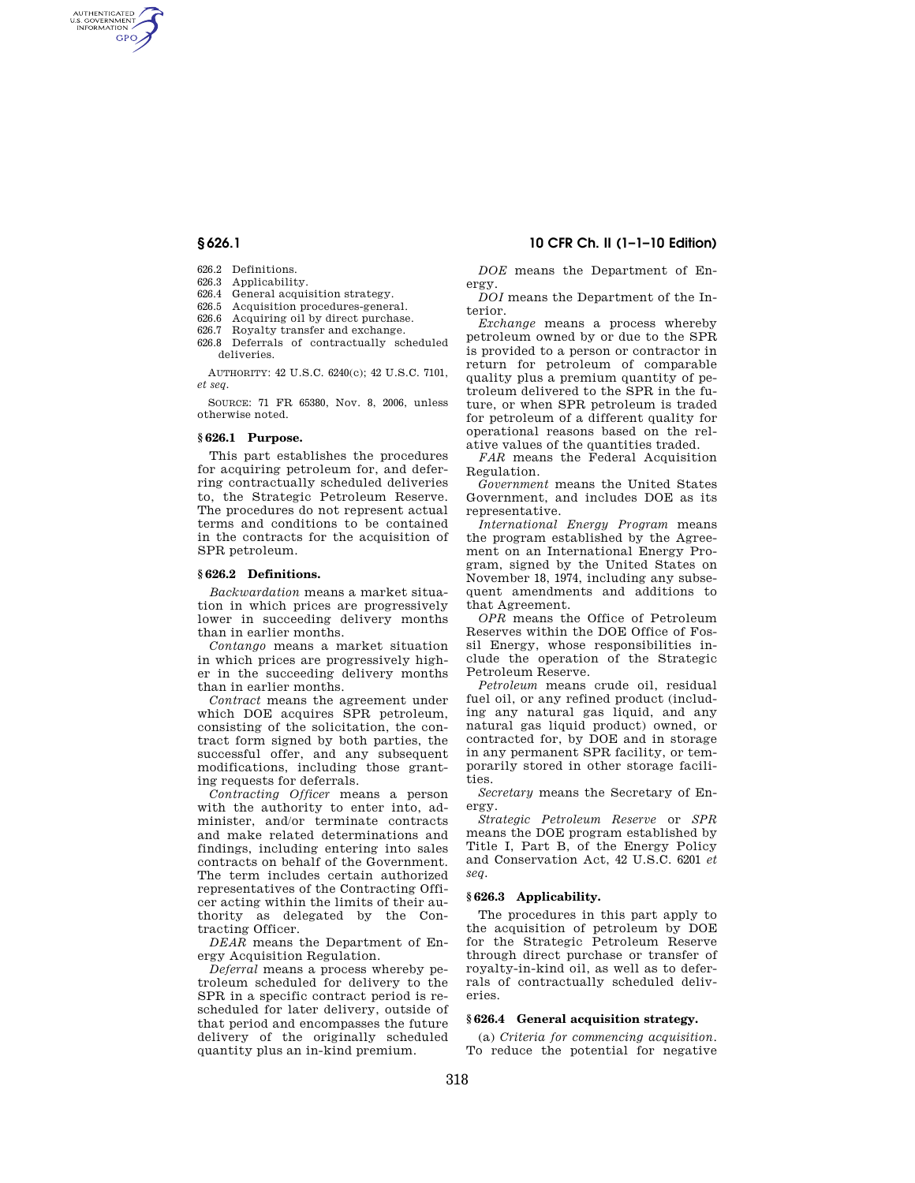626.2 Definitions.
626.3 Applicability.
626.4 General acquisition strategy.
626.5 Acquisition procedures-general.
626.6 Acquiring oil by direct purchase.
626.7 Royalty transfer and exchange.
626.8 Deferrals of contractually scheduled deliveries.

AUTHORITY: 42 U.S.C. 6240(c); 42 U.S.C. 7101, *et seq.*

SOURCE: 71 FR 65380, Nov. 8, 2006, unless otherwise noted.

### § 626.1 Purpose.

This part establishes the procedures for acquiring petroleum for, and deferring contractually scheduled deliveries to, the Strategic Petroleum Reserve. The procedures do not represent actual terms and conditions to be contained in the contracts for the acquisition of SPR petroleum.

### § 626.2 Definitions.

*Backwardation* means a market situation in which prices are progressively lower in succeeding delivery months than in earlier months.

*Contango* means a market situation in which prices are progressively higher in the succeeding delivery months than in earlier months.

*Contract* means the agreement under which DOE acquires SPR petroleum, consisting of the solicitation, the contract form signed by both parties, the successful offer, and any subsequent modifications, including those granting requests for deferrals.

*Contracting Officer* means a person with the authority to enter into, administer, and/or terminate contracts and make related determinations and findings, including entering into sales contracts on behalf of the Government. The term includes certain authorized representatives of the Contracting Officer acting within the limits of their authority as delegated by the Contracting Officer.

*DEAR* means the Department of Energy Acquisition Regulation.

*Deferral* means a process whereby petroleum scheduled for delivery to the SPR in a specific contract period is rescheduled for later delivery, outside of that period and encompasses the future delivery of the originally scheduled quantity plus an in-kind premium.

*DOE* means the Department of Energy.

*DOI* means the Department of the Interior.

*Exchange* means a process whereby petroleum owned by or due to the SPR is provided to a person or contractor in return for petroleum of comparable quality plus a premium quantity of petroleum delivered to the SPR in the future, or when SPR petroleum is traded for petroleum of a different quality for operational reasons based on the relative values of the quantities traded.

*FAR* means the Federal Acquisition Regulation.

*Government* means the United States Government, and includes DOE as its representative.

*International Energy Program* means the program established by the Agreement on an International Energy Program, signed by the United States on November 18, 1974, including any subsequent amendments and additions to that Agreement.

*OPR* means the Office of Petroleum Reserves within the DOE Office of Fossil Energy, whose responsibilities include the operation of the Strategic Petroleum Reserve.

*Petroleum* means crude oil, residual fuel oil, or any refined product (including any natural gas liquid, and any natural gas liquid product) owned, or contracted for, by DOE and in storage in any permanent SPR facility, or temporarily stored in other storage facilities.

*Secretary* means the Secretary of Energy.

*Strategic Petroleum Reserve* or *SPR* means the DOE program established by Title I, Part B, of the Energy Policy and Conservation Act, 42 U.S.C. 6201 *et seq.*

### § 626.3 Applicability.

The procedures in this part apply to the acquisition of petroleum by DOE for the Strategic Petroleum Reserve through direct purchase or transfer of royalty-in-kind oil, as well as to deferrals of contractually scheduled deliveries.

### § 626.4 General acquisition strategy.

(a) *Criteria for commencing acquisition.* To reduce the potential for negative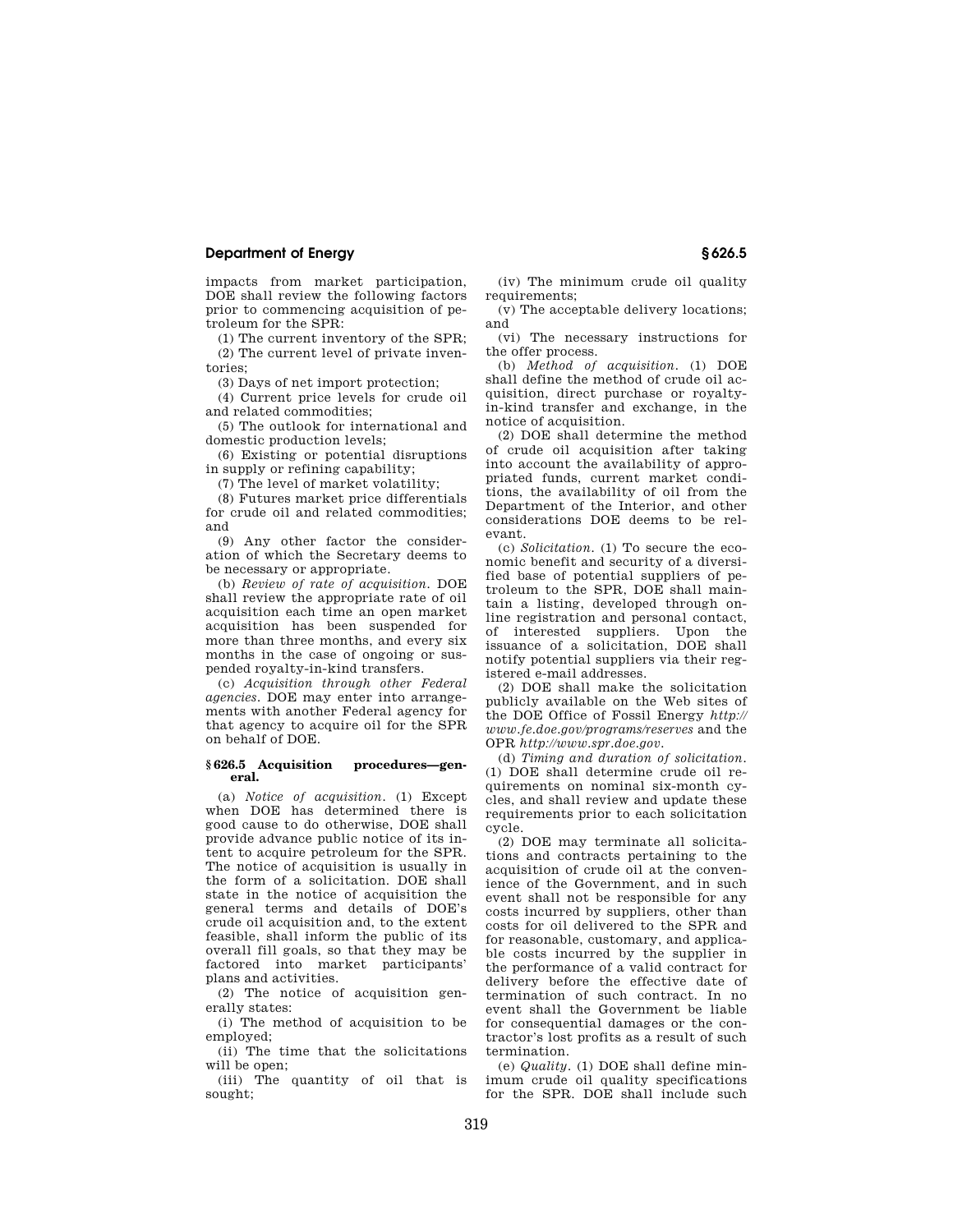impacts from market participation, DOE shall review the following factors prior to commencing acquisition of petroleum for the SPR:

(1) The current inventory of the SPR;

(2) The current level of private inventories;

(3) Days of net import protection;

(4) Current price levels for crude oil and related commodities;

(5) The outlook for international and domestic production levels;

(6) Existing or potential disruptions in supply or refining capability;

(7) The level of market volatility;

(8) Futures market price differentials for crude oil and related commodities; and

(9) Any other factor the consideration of which the Secretary deems to be necessary or appropriate.

(b) *Review of rate of acquisition.* DOE shall review the appropriate rate of oil acquisition each time an open market acquisition has been suspended for more than three months, and every six months in the case of ongoing or suspended royalty-in-kind transfers.

(c) *Acquisition through other Federal agencies.* DOE may enter into arrangements with another Federal agency for that agency to acquire oil for the SPR on behalf of DOE.

### § 626.5 Acquisition procedures—general.

(a) *Notice of acquisition.* (1) Except when DOE has determined there is good cause to do otherwise, DOE shall provide advance public notice of its intent to acquire petroleum for the SPR. The notice of acquisition is usually in the form of a solicitation. DOE shall state in the notice of acquisition the general terms and details of DOE's crude oil acquisition and, to the extent feasible, shall inform the public of its overall fill goals, so that they may be factored into market participants' plans and activities.

(2) The notice of acquisition generally states:

(i) The method of acquisition to be employed;

(ii) The time that the solicitations will be open;

(iii) The quantity of oil that is sought;

(iv) The minimum crude oil quality requirements;

(v) The acceptable delivery locations; and

(vi) The necessary instructions for the offer process.

(b) *Method of acquisition.* (1) DOE shall define the method of crude oil acquisition, direct purchase or royalty-in-kind transfer and exchange, in the notice of acquisition.

(2) DOE shall determine the method of crude oil acquisition after taking into account the availability of appropriated funds, current market conditions, the availability of oil from the Department of the Interior, and other considerations DOE deems to be relevant.

(c) *Solicitation.* (1) To secure the economic benefit and security of a diversified base of potential suppliers of petroleum to the SPR, DOE shall maintain a listing, developed through online registration and personal contact, of interested suppliers. Upon the issuance of a solicitation, DOE shall notify potential suppliers via their registered e-mail addresses.

(2) DOE shall make the solicitation publicly available on the Web sites of the DOE Office of Fossil Energy *http://www.fe.doe.gov/programs/reserves* and the OPR *http://www.spr.doe.gov.*

(d) *Timing and duration of solicitation.* (1) DOE shall determine crude oil requirements on nominal six-month cycles, and shall review and update these requirements prior to each solicitation cycle.

(2) DOE may terminate all solicitations and contracts pertaining to the acquisition of crude oil at the convenience of the Government, and in such event shall not be responsible for any costs incurred by suppliers, other than costs for oil delivered to the SPR and for reasonable, customary, and applicable costs incurred by the supplier in the performance of a valid contract for delivery before the effective date of termination of such contract. In no event shall the Government be liable for consequential damages or the contractor's lost profits as a result of such termination.

(e) *Quality.* (1) DOE shall define minimum crude oil quality specifications for the SPR. DOE shall include such